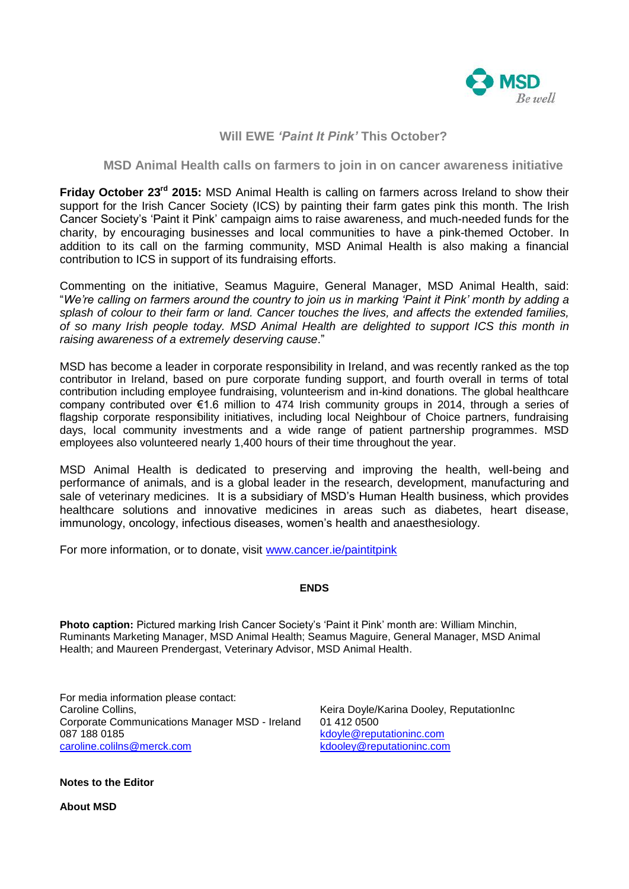# Will EWE *'Paint It Pink'* This October?

## MSD Animal Health calls on farmers to join in on cancer awareness initiative

**Friday October 23rd 2015:** MSD Animal Health is calling on farmers across Ireland to show their support for the Irish Cancer Society (ICS) by painting their farm gates pink this month. The Irish Cancer Society's 'Paint it Pink' campaign aims to raise awareness, and much-needed funds for the charity, by encouraging businesses and local communities to have a pink-themed October. In addition to its call on the farming community, MSD Animal Health is also making a financial contribution to ICS in support of its fundraising efforts.

Commenting on the initiative, Seamus Maguire, General Manager, MSD Animal Health, said: "*We're calling on farmers around the country to join us in marking 'Paint it Pink' month by adding a splash of colour to their farm or land. Cancer touches the lives, and affects the extended families, of so many Irish people today. MSD Animal Health are delighted to support ICS this month in raising awareness of a extremely deserving cause*."

MSD has become a leader in corporate responsibility in Ireland, and was recently ranked as the top contributor in Ireland, based on pure corporate funding support, and fourth overall in terms of total contribution including employee fundraising, volunteerism and in-kind donations. The global healthcare company contributed over €1.6 million to 474 Irish community groups in 2014, through a series of flagship corporate responsibility initiatives, including local Neighbour of Choice partners, fundraising days, local community investments and a wide range of patient partnership programmes. MSD employees also volunteered nearly 1,400 hours of their time throughout the year.

MSD Animal Health is dedicated to preserving and improving the health, well-being and performance of animals, and is a global leader in the research, development, manufacturing and sale of veterinary medicines. It is a subsidiary of MSD's Human Health business, which provides healthcare solutions and innovative medicines in areas such as diabetes, heart disease, immunology, oncology, infectious diseases, women's health and anaesthesiology.

For more information, or to donate, visit www.cancer.ie/paintitpink

**ENDS**

**Photo caption:** Pictured marking Irish Cancer Society's 'Paint it Pink' month are: William Minchin, Ruminants Marketing Manager, MSD Animal Health; Seamus Maguire, General Manager, MSD Animal Health; and Maureen Prendergast, Veterinary Advisor, MSD Animal Health.

For media information please contact:
Caroline Collins,
Corporate Communications Manager MSD - Ireland
087 188 0185
caroline.colilns@merck.com

Keira Doyle/Karina Dooley, ReputationInc
01 412 0500
kdoyle@reputationinc.com
kdooley@reputationinc.com

**Notes to the Editor**

**About MSD**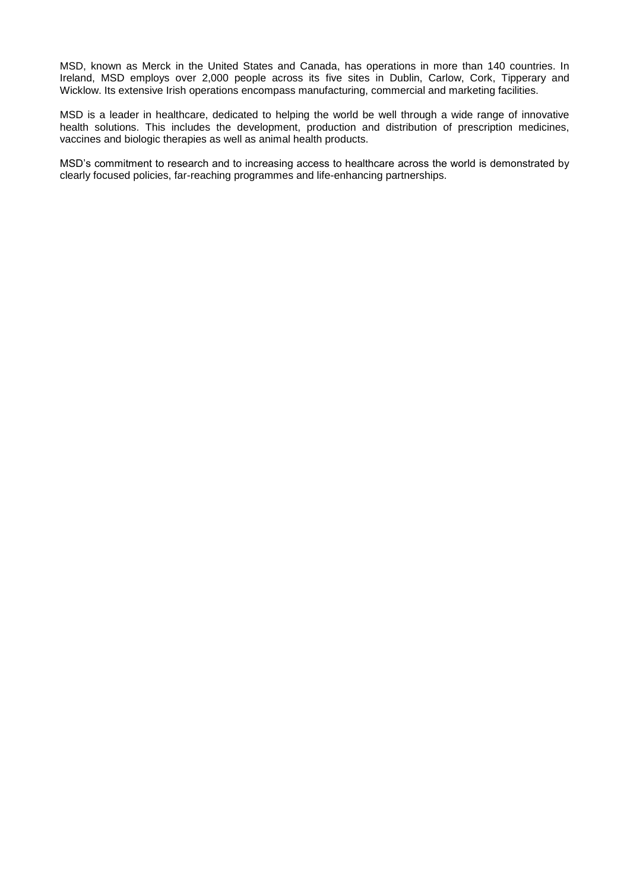MSD, known as Merck in the United States and Canada, has operations in more than 140 countries. In Ireland, MSD employs over 2,000 people across its five sites in Dublin, Carlow, Cork, Tipperary and Wicklow. Its extensive Irish operations encompass manufacturing, commercial and marketing facilities.

MSD is a leader in healthcare, dedicated to helping the world be well through a wide range of innovative health solutions. This includes the development, production and distribution of prescription medicines, vaccines and biologic therapies as well as animal health products.

MSD's commitment to research and to increasing access to healthcare across the world is demonstrated by clearly focused policies, far-reaching programmes and life-enhancing partnerships.